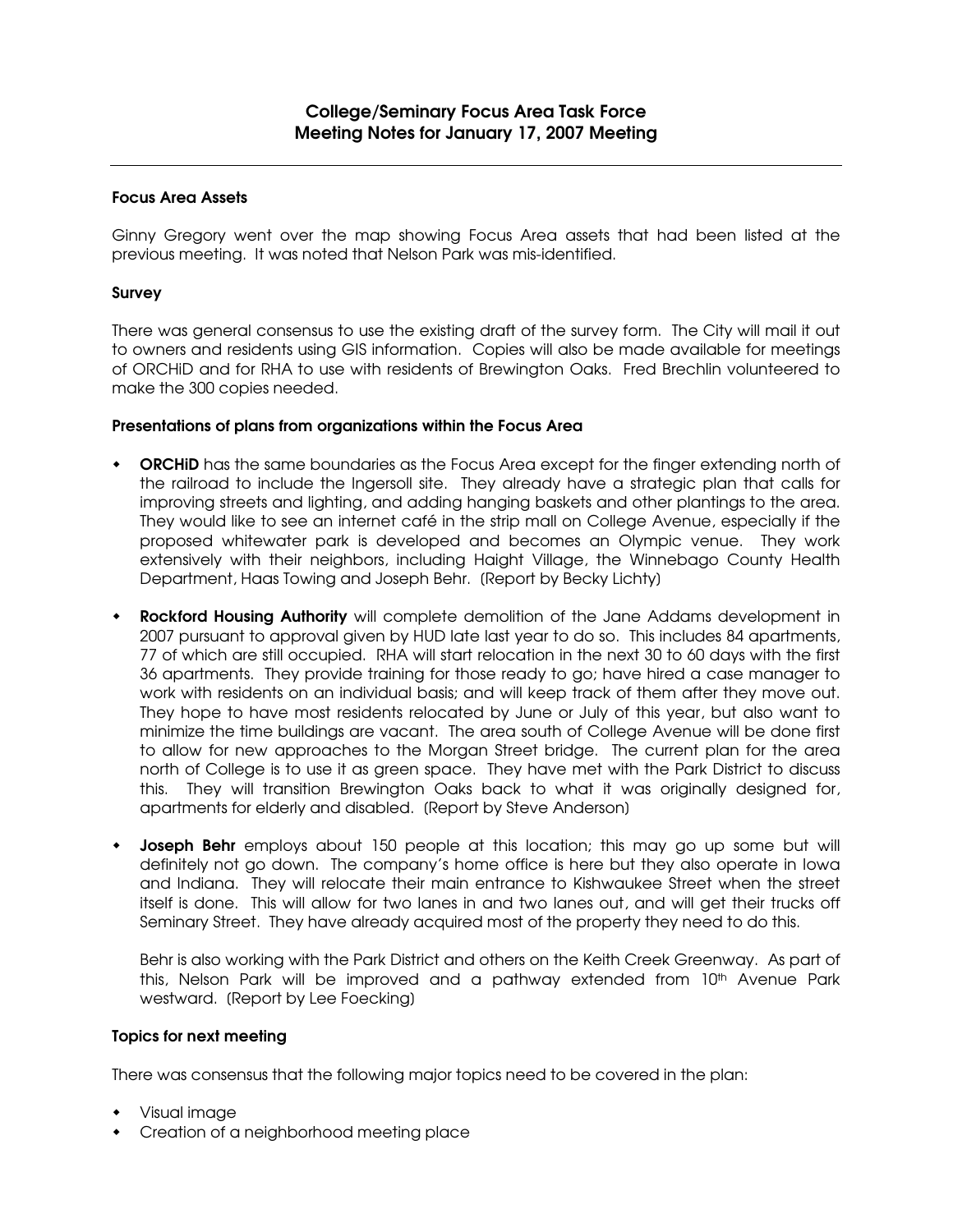# College/Seminary Focus Area Task Force
# Meeting Notes for January 17, 2007 Meeting

---

**Focus Area Assets**

Ginny Gregory went over the map showing Focus Area assets that had been listed at the previous meeting. It was noted that Nelson Park was mis-identified.

**Survey**

There was general consensus to use the existing draft of the survey form. The City will mail it out to owners and residents using GIS information. Copies will also be made available for meetings of ORCHiD and for RHA to use with residents of Brewington Oaks. Fred Brechlin volunteered to make the 300 copies needed.

**Presentations of plans from organizations within the Focus Area**

- **ORCHiD** has the same boundaries as the Focus Area except for the finger extending north of the railroad to include the Ingersoll site. They already have a strategic plan that calls for improving streets and lighting, and adding hanging baskets and other plantings to the area. They would like to see an internet café in the strip mall on College Avenue, especially if the proposed whitewater park is developed and becomes an Olympic venue. They work extensively with their neighbors, including Haight Village, the Winnebago County Health Department, Haas Towing and Joseph Behr. (Report by Becky Lichty)

- **Rockford Housing Authority** will complete demolition of the Jane Addams development in 2007 pursuant to approval given by HUD late last year to do so. This includes 84 apartments, 77 of which are still occupied. RHA will start relocation in the next 30 to 60 days with the first 36 apartments. They provide training for those ready to go; have hired a case manager to work with residents on an individual basis; and will keep track of them after they move out. They hope to have most residents relocated by June or July of this year, but also want to minimize the time buildings are vacant. The area south of College Avenue will be done first to allow for new approaches to the Morgan Street bridge. The current plan for the area north of College is to use it as green space. They have met with the Park District to discuss this. They will transition Brewington Oaks back to what it was originally designed for, apartments for elderly and disabled. (Report by Steve Anderson)

- **Joseph Behr** employs about 150 people at this location; this may go up some but will definitely not go down. The company's home office is here but they also operate in Iowa and Indiana. They will relocate their main entrance to Kishwaukee Street when the street itself is done. This will allow for two lanes in and two lanes out, and will get their trucks off Seminary Street. They have already acquired most of the property they need to do this.

  Behr is also working with the Park District and others on the Keith Creek Greenway. As part of this, Nelson Park will be improved and a pathway extended from 10th Avenue Park westward. (Report by Lee Foecking)

**Topics for next meeting**

There was consensus that the following major topics need to be covered in the plan:

- Visual image
- Creation of a neighborhood meeting place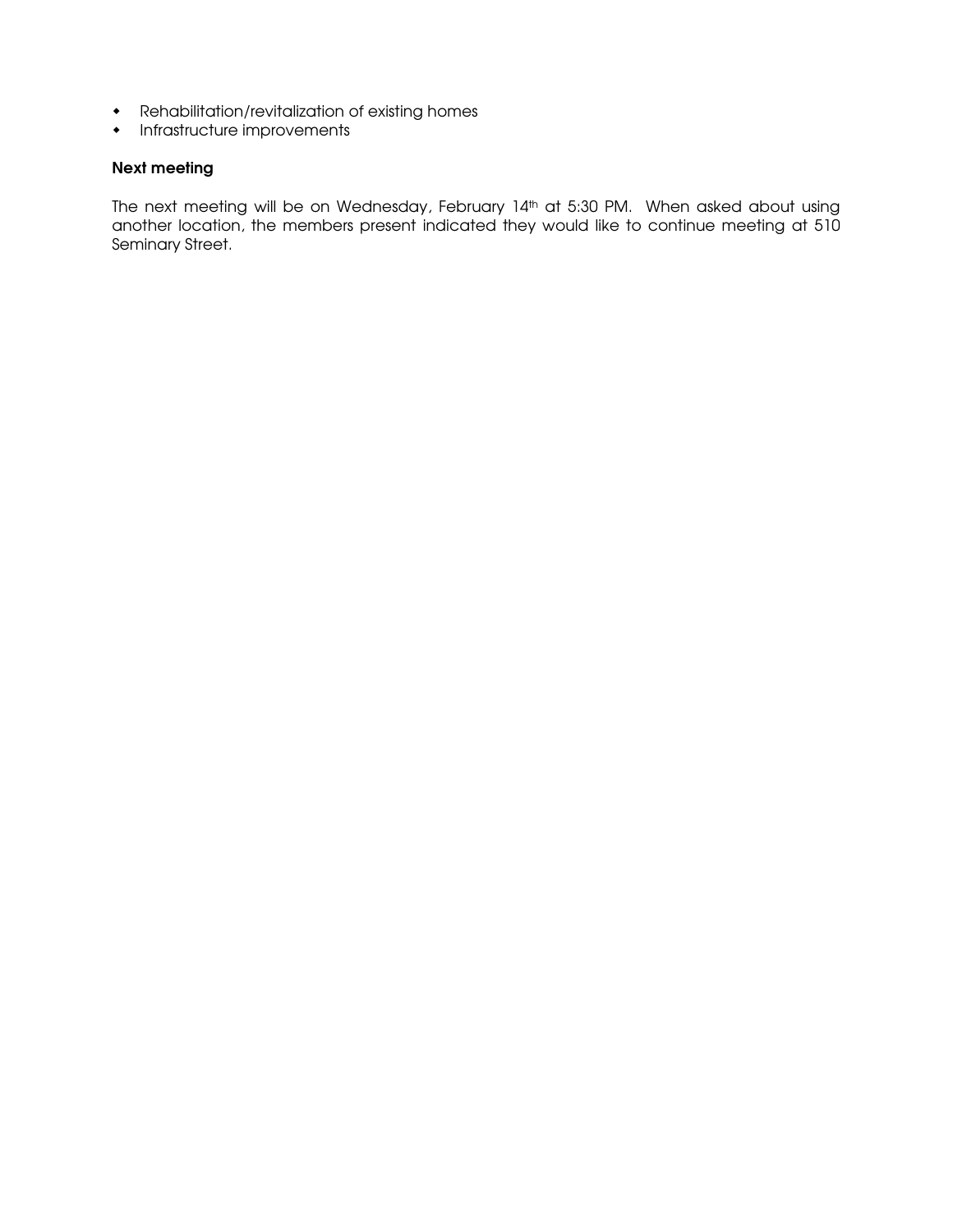- Rehabilitation/revitalization of existing homes
- Infrastructure improvements

**Next meeting**

The next meeting will be on Wednesday, February 14th at 5:30 PM. When asked about using another location, the members present indicated they would like to continue meeting at 510 Seminary Street.